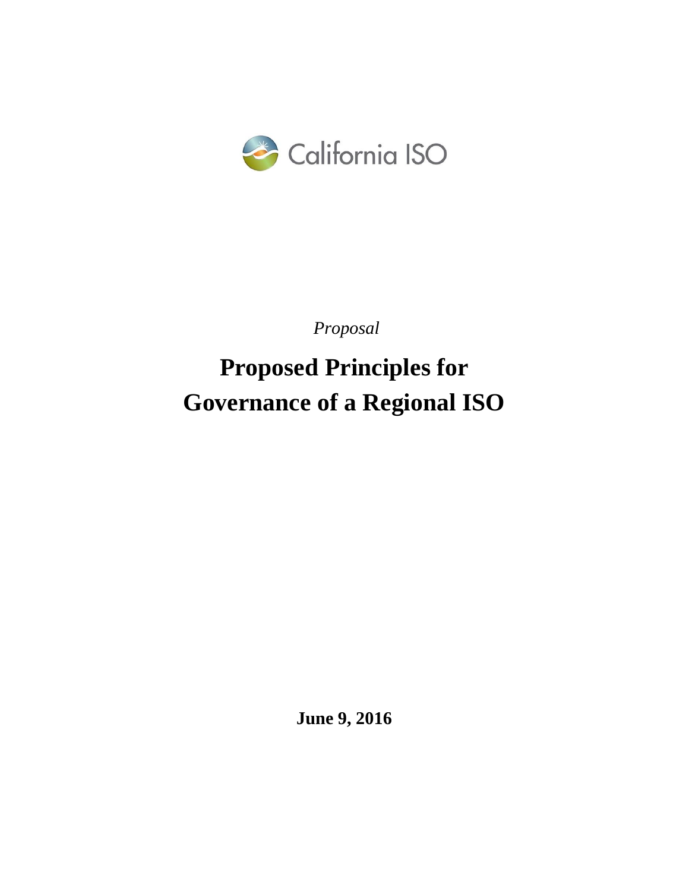California ISO

*Proposal*

# Proposed Principles for Governance of a Regional ISO

**June 9, 2016**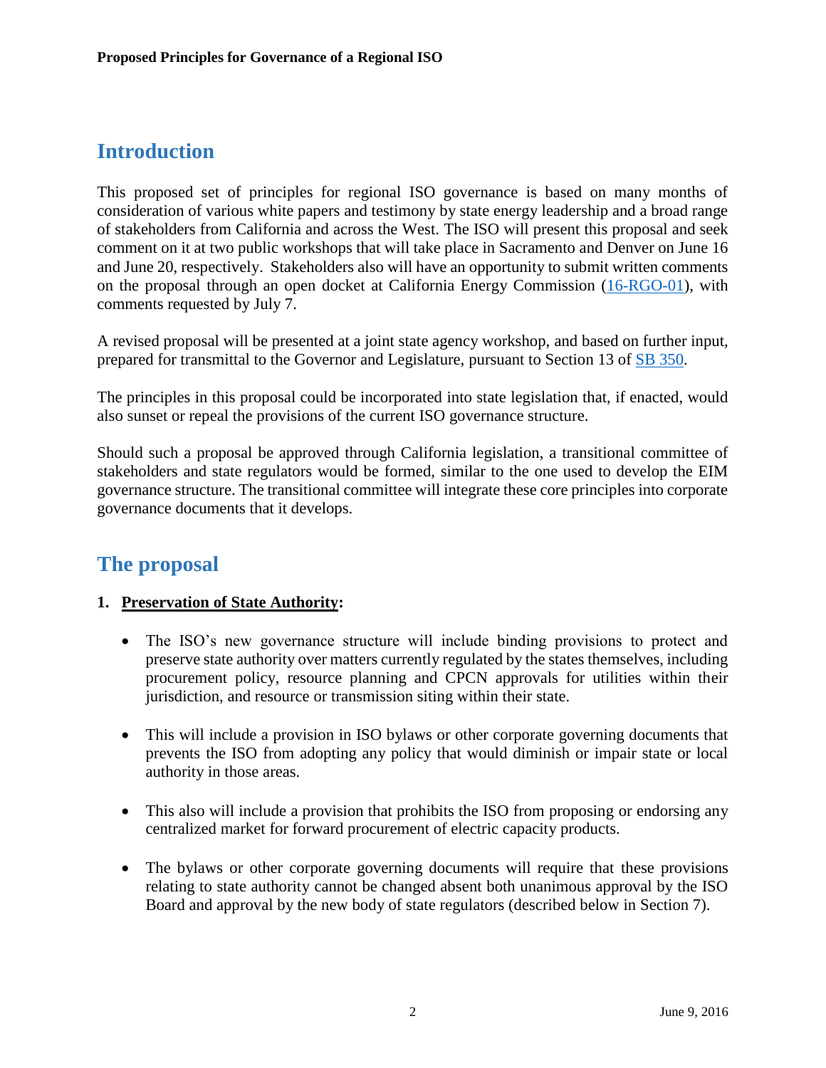## Introduction

This proposed set of principles for regional ISO governance is based on many months of consideration of various white papers and testimony by state energy leadership and a broad range of stakeholders from California and across the West. The ISO will present this proposal and seek comment on it at two public workshops that will take place in Sacramento and Denver on June 16 and June 20, respectively. Stakeholders also will have an opportunity to submit written comments on the proposal through an open docket at California Energy Commission (16-RGO-01), with comments requested by July 7.

A revised proposal will be presented at a joint state agency workshop, and based on further input, prepared for transmittal to the Governor and Legislature, pursuant to Section 13 of SB 350.

The principles in this proposal could be incorporated into state legislation that, if enacted, would also sunset or repeal the provisions of the current ISO governance structure.

Should such a proposal be approved through California legislation, a transitional committee of stakeholders and state regulators would be formed, similar to the one used to develop the EIM governance structure. The transitional committee will integrate these core principles into corporate governance documents that it develops.

## The proposal

1. **Preservation of State Authority:**

   - The ISO's new governance structure will include binding provisions to protect and preserve state authority over matters currently regulated by the states themselves, including procurement policy, resource planning and CPCN approvals for utilities within their jurisdiction, and resource or transmission siting within their state.

   - This will include a provision in ISO bylaws or other corporate governing documents that prevents the ISO from adopting any policy that would diminish or impair state or local authority in those areas.

   - This also will include a provision that prohibits the ISO from proposing or endorsing any centralized market for forward procurement of electric capacity products.

   - The bylaws or other corporate governing documents will require that these provisions relating to state authority cannot be changed absent both unanimous approval by the ISO Board and approval by the new body of state regulators (described below in Section 7).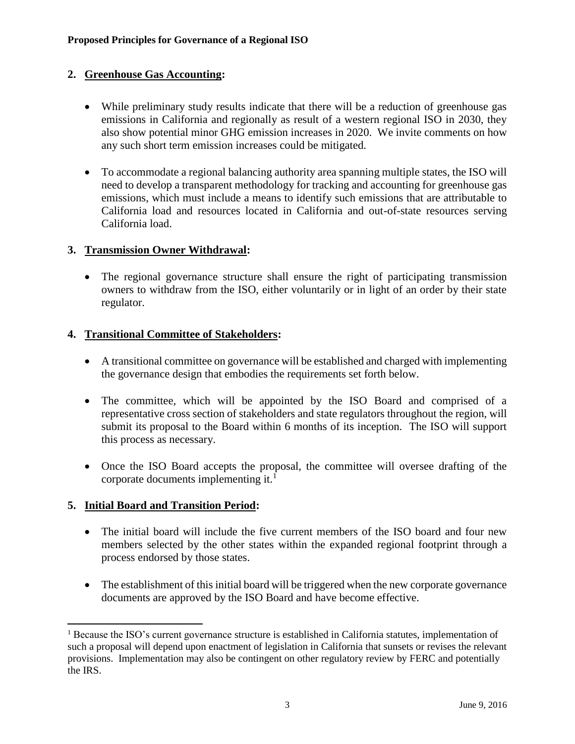## 2. Greenhouse Gas Accounting:

- While preliminary study results indicate that there will be a reduction of greenhouse gas emissions in California and regionally as result of a western regional ISO in 2030, they also show potential minor GHG emission increases in 2020. We invite comments on how any such short term emission increases could be mitigated.

- To accommodate a regional balancing authority area spanning multiple states, the ISO will need to develop a transparent methodology for tracking and accounting for greenhouse gas emissions, which must include a means to identify such emissions that are attributable to California load and resources located in California and out-of-state resources serving California load.

## 3. Transmission Owner Withdrawal:

- The regional governance structure shall ensure the right of participating transmission owners to withdraw from the ISO, either voluntarily or in light of an order by their state regulator.

## 4. Transitional Committee of Stakeholders:

- A transitional committee on governance will be established and charged with implementing the governance design that embodies the requirements set forth below.

- The committee, which will be appointed by the ISO Board and comprised of a representative cross section of stakeholders and state regulators throughout the region, will submit its proposal to the Board within 6 months of its inception. The ISO will support this process as necessary.

- Once the ISO Board accepts the proposal, the committee will oversee drafting of the corporate documents implementing it.[1]

## 5. Initial Board and Transition Period:

- The initial board will include the five current members of the ISO board and four new members selected by the other states within the expanded regional footprint through a process endorsed by those states.

- The establishment of this initial board will be triggered when the new corporate governance documents are approved by the ISO Board and have become effective.

---

[1] Because the ISO's current governance structure is established in California statutes, implementation of such a proposal will depend upon enactment of legislation in California that sunsets or revises the relevant provisions. Implementation may also be contingent on other regulatory review by FERC and potentially the IRS.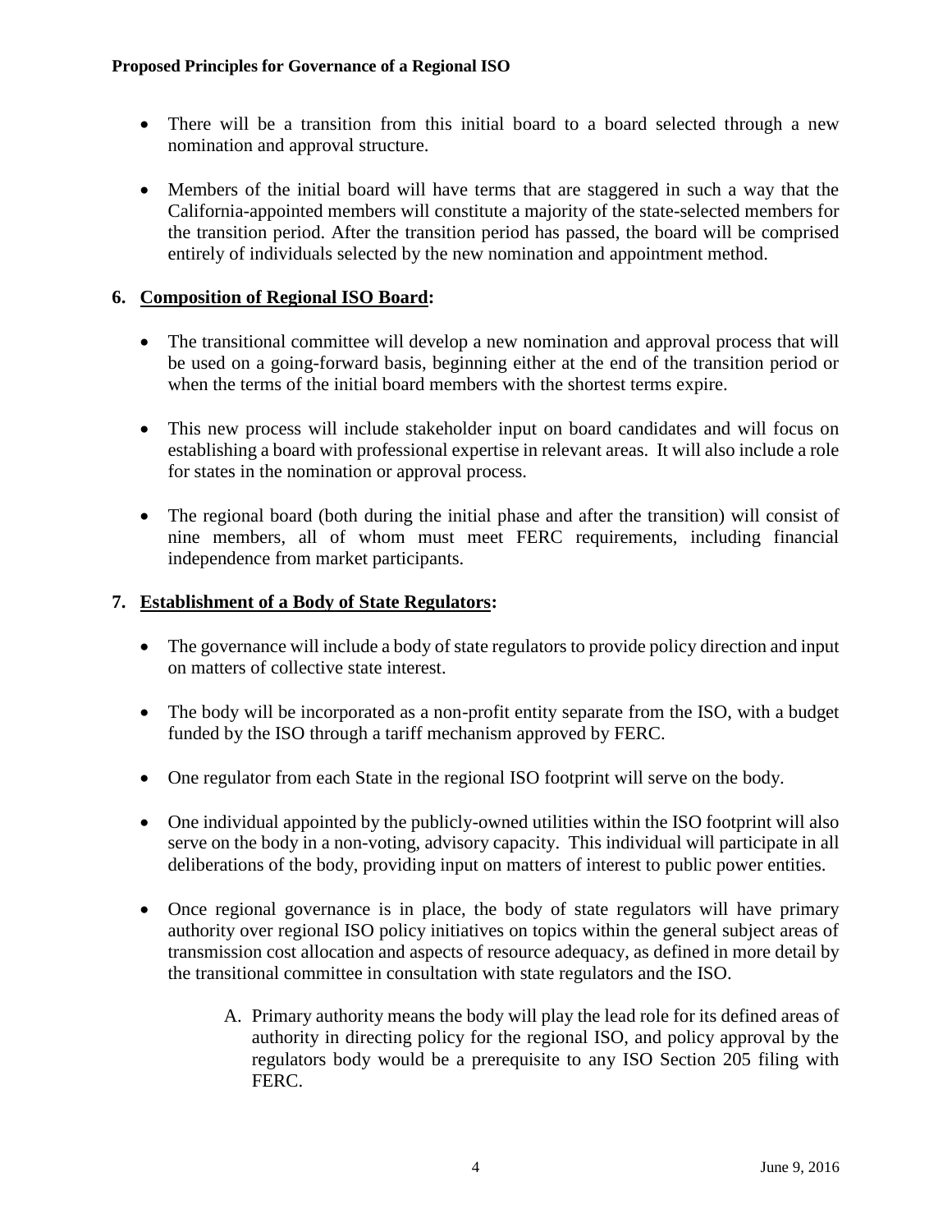- There will be a transition from this initial board to a board selected through a new nomination and approval structure.

- Members of the initial board will have terms that are staggered in such a way that the California-appointed members will constitute a majority of the state-selected members for the transition period. After the transition period has passed, the board will be comprised entirely of individuals selected by the new nomination and appointment method.

**6. <u>Composition of Regional ISO Board</u>:**

- The transitional committee will develop a new nomination and approval process that will be used on a going-forward basis, beginning either at the end of the transition period or when the terms of the initial board members with the shortest terms expire.

- This new process will include stakeholder input on board candidates and will focus on establishing a board with professional expertise in relevant areas. It will also include a role for states in the nomination or approval process.

- The regional board (both during the initial phase and after the transition) will consist of nine members, all of whom must meet FERC requirements, including financial independence from market participants.

**7. <u>Establishment of a Body of State Regulators</u>:**

- The governance will include a body of state regulators to provide policy direction and input on matters of collective state interest.

- The body will be incorporated as a non-profit entity separate from the ISO, with a budget funded by the ISO through a tariff mechanism approved by FERC.

- One regulator from each State in the regional ISO footprint will serve on the body.

- One individual appointed by the publicly-owned utilities within the ISO footprint will also serve on the body in a non-voting, advisory capacity. This individual will participate in all deliberations of the body, providing input on matters of interest to public power entities.

- Once regional governance is in place, the body of state regulators will have primary authority over regional ISO policy initiatives on topics within the general subject areas of transmission cost allocation and aspects of resource adequacy, as defined in more detail by the transitional committee in consultation with state regulators and the ISO.

    A. Primary authority means the body will play the lead role for its defined areas of authority in directing policy for the regional ISO, and policy approval by the regulators body would be a prerequisite to any ISO Section 205 filing with FERC.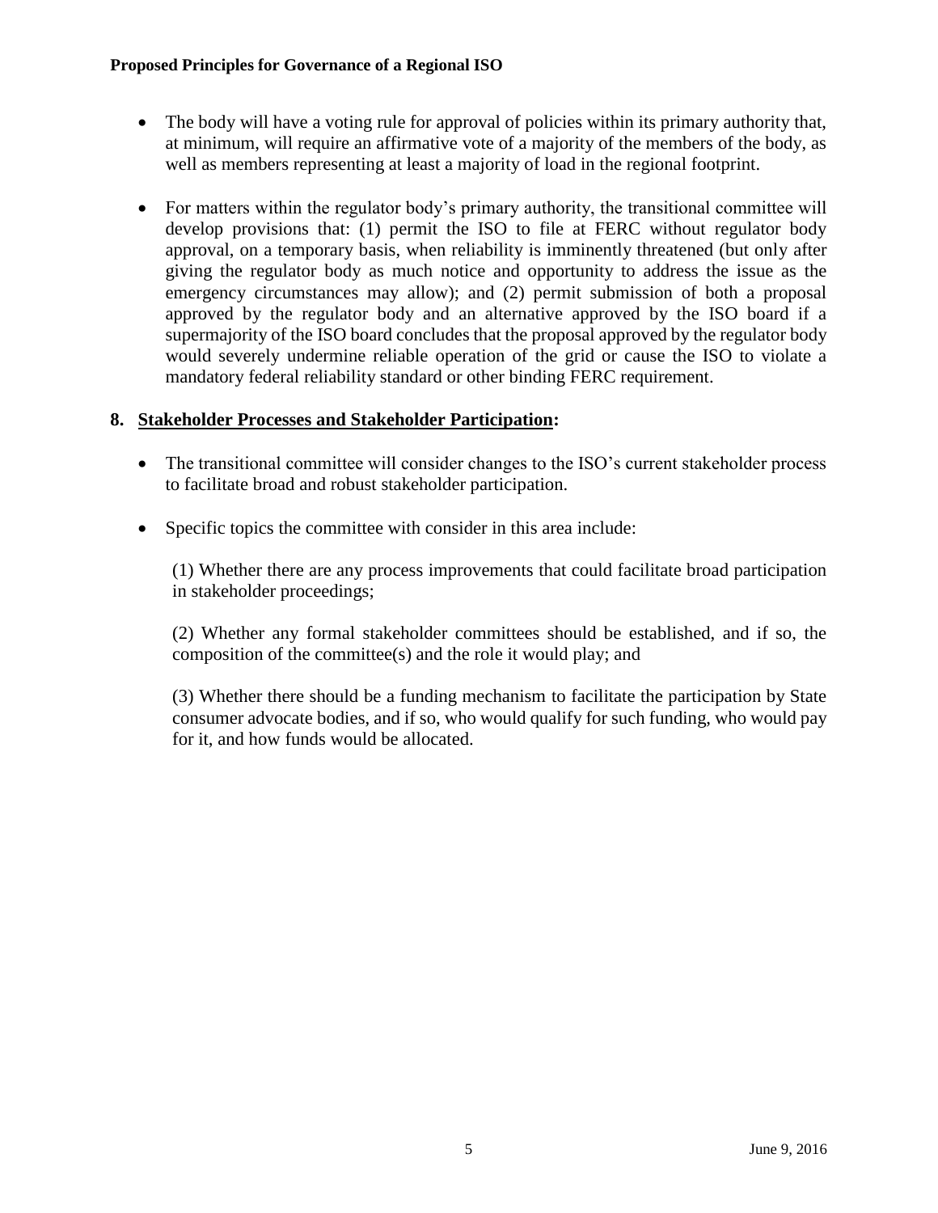- The body will have a voting rule for approval of policies within its primary authority that, at minimum, will require an affirmative vote of a majority of the members of the body, as well as members representing at least a majority of load in the regional footprint.

- For matters within the regulator body's primary authority, the transitional committee will develop provisions that: (1) permit the ISO to file at FERC without regulator body approval, on a temporary basis, when reliability is imminently threatened (but only after giving the regulator body as much notice and opportunity to address the issue as the emergency circumstances may allow); and (2) permit submission of both a proposal approved by the regulator body and an alternative approved by the ISO board if a supermajority of the ISO board concludes that the proposal approved by the regulator body would severely undermine reliable operation of the grid or cause the ISO to violate a mandatory federal reliability standard or other binding FERC requirement.

## 8. <u>Stakeholder Processes and Stakeholder Participation</u>:

- The transitional committee will consider changes to the ISO's current stakeholder process to facilitate broad and robust stakeholder participation.

- Specific topics the committee with consider in this area include:

  (1) Whether there are any process improvements that could facilitate broad participation in stakeholder proceedings;

  (2) Whether any formal stakeholder committees should be established, and if so, the composition of the committee(s) and the role it would play; and

  (3) Whether there should be a funding mechanism to facilitate the participation by State consumer advocate bodies, and if so, who would qualify for such funding, who would pay for it, and how funds would be allocated.